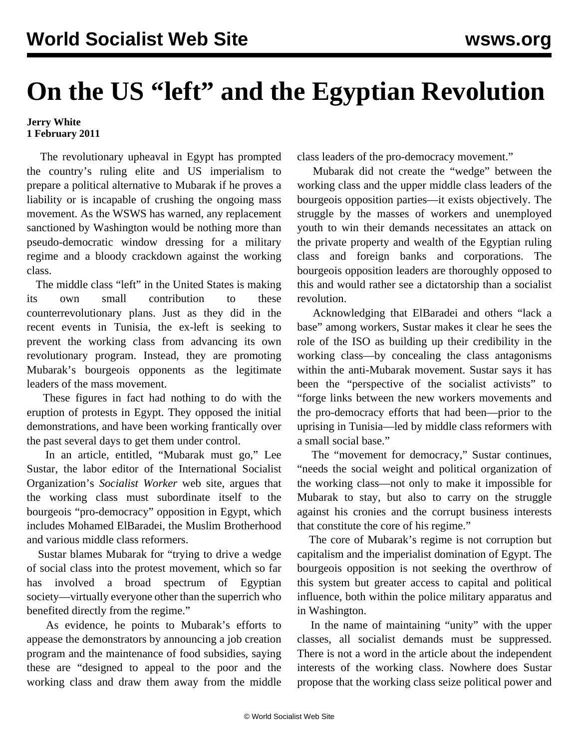# On the US "left" and the Egyptian Revolution

**Jerry White**
**1 February 2011**

The revolutionary upheaval in Egypt has prompted the country's ruling elite and US imperialism to prepare a political alternative to Mubarak if he proves a liability or is incapable of crushing the ongoing mass movement. As the WSWS has warned, any replacement sanctioned by Washington would be nothing more than pseudo-democratic window dressing for a military regime and a bloody crackdown against the working class.

The middle class "left" in the United States is making its own small contribution to these counterrevolutionary plans. Just as they did in the recent events in Tunisia, the ex-left is seeking to prevent the working class from advancing its own revolutionary program. Instead, they are promoting Mubarak's bourgeois opponents as the legitimate leaders of the mass movement.

These figures in fact had nothing to do with the eruption of protests in Egypt. They opposed the initial demonstrations, and have been working frantically over the past several days to get them under control.

In an article, entitled, "Mubarak must go," Lee Sustar, the labor editor of the International Socialist Organization's *Socialist Worker* web site, argues that the working class must subordinate itself to the bourgeois "pro-democracy" opposition in Egypt, which includes Mohamed ElBaradei, the Muslim Brotherhood and various middle class reformers.

Sustar blames Mubarak for "trying to drive a wedge of social class into the protest movement, which so far has involved a broad spectrum of Egyptian society—virtually everyone other than the superrich who benefited directly from the regime."

As evidence, he points to Mubarak's efforts to appease the demonstrators by announcing a job creation program and the maintenance of food subsidies, saying these are "designed to appeal to the poor and the working class and draw them away from the middle class leaders of the pro-democracy movement."

Mubarak did not create the "wedge" between the working class and the upper middle class leaders of the bourgeois opposition parties—it exists objectively. The struggle by the masses of workers and unemployed youth to win their demands necessitates an attack on the private property and wealth of the Egyptian ruling class and foreign banks and corporations. The bourgeois opposition leaders are thoroughly opposed to this and would rather see a dictatorship than a socialist revolution.

Acknowledging that ElBaradei and others "lack a base" among workers, Sustar makes it clear he sees the role of the ISO as building up their credibility in the working class—by concealing the class antagonisms within the anti-Mubarak movement. Sustar says it has been the "perspective of the socialist activists" to "forge links between the new workers movements and the pro-democracy efforts that had been—prior to the uprising in Tunisia—led by middle class reformers with a small social base."

The "movement for democracy," Sustar continues, "needs the social weight and political organization of the working class—not only to make it impossible for Mubarak to stay, but also to carry on the struggle against his cronies and the corrupt business interests that constitute the core of his regime."

The core of Mubarak's regime is not corruption but capitalism and the imperialist domination of Egypt. The bourgeois opposition is not seeking the overthrow of this system but greater access to capital and political influence, both within the police military apparatus and in Washington.

In the name of maintaining "unity" with the upper classes, all socialist demands must be suppressed. There is not a word in the article about the independent interests of the working class. Nowhere does Sustar propose that the working class seize political power and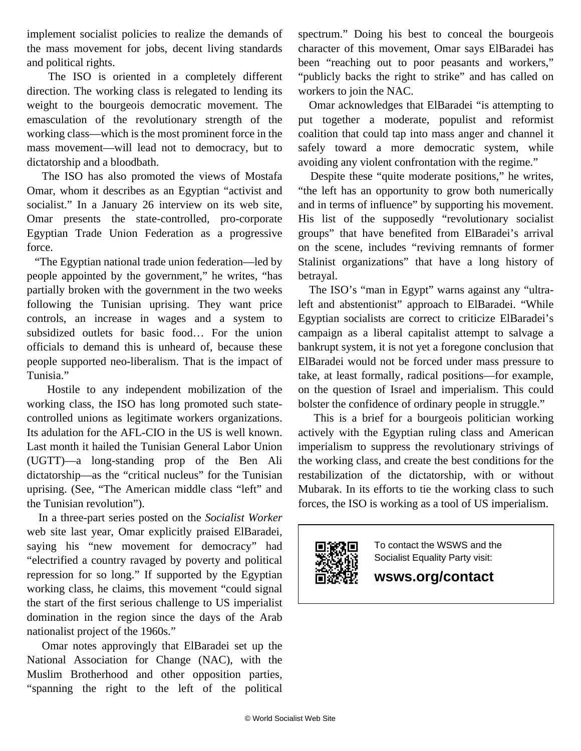implement socialist policies to realize the demands of the mass movement for jobs, decent living standards and political rights.

The ISO is oriented in a completely different direction. The working class is relegated to lending its weight to the bourgeois democratic movement. The emasculation of the revolutionary strength of the working class—which is the most prominent force in the mass movement—will lead not to democracy, but to dictatorship and a bloodbath.

The ISO has also promoted the views of Mostafa Omar, whom it describes as an Egyptian "activist and socialist." In a January 26 interview on its web site, Omar presents the state-controlled, pro-corporate Egyptian Trade Union Federation as a progressive force.

"The Egyptian national trade union federation—led by people appointed by the government," he writes, "has partially broken with the government in the two weeks following the Tunisian uprising. They want price controls, an increase in wages and a system to subsidized outlets for basic food… For the union officials to demand this is unheard of, because these people supported neo-liberalism. That is the impact of Tunisia."

Hostile to any independent mobilization of the working class, the ISO has long promoted such state-controlled unions as legitimate workers organizations. Its adulation for the AFL-CIO in the US is well known. Last month it hailed the Tunisian General Labor Union (UGTT)—a long-standing prop of the Ben Ali dictatorship—as the "critical nucleus" for the Tunisian uprising. (See, "The American middle class "left" and the Tunisian revolution").

In a three-part series posted on the *Socialist Worker* web site last year, Omar explicitly praised ElBaradei, saying his "new movement for democracy" had "electrified a country ravaged by poverty and political repression for so long." If supported by the Egyptian working class, he claims, this movement "could signal the start of the first serious challenge to US imperialist domination in the region since the days of the Arab nationalist project of the 1960s."

Omar notes approvingly that ElBaradei set up the National Association for Change (NAC), with the Muslim Brotherhood and other opposition parties, "spanning the right to the left of the political spectrum." Doing his best to conceal the bourgeois character of this movement, Omar says ElBaradei has been "reaching out to poor peasants and workers," "publicly backs the right to strike" and has called on workers to join the NAC.

Omar acknowledges that ElBaradei "is attempting to put together a moderate, populist and reformist coalition that could tap into mass anger and channel it safely toward a more democratic system, while avoiding any violent confrontation with the regime."

Despite these "quite moderate positions," he writes, "the left has an opportunity to grow both numerically and in terms of influence" by supporting his movement. His list of the supposedly "revolutionary socialist groups" that have benefited from ElBaradei's arrival on the scene, includes "reviving remnants of former Stalinist organizations" that have a long history of betrayal.

The ISO's "man in Egypt" warns against any "ultra-left and abstentionist" approach to ElBaradei. "While Egyptian socialists are correct to criticize ElBaradei's campaign as a liberal capitalist attempt to salvage a bankrupt system, it is not yet a foregone conclusion that ElBaradei would not be forced under mass pressure to take, at least formally, radical positions—for example, on the question of Israel and imperialism. This could bolster the confidence of ordinary people in struggle."

This is a brief for a bourgeois politician working actively with the Egyptian ruling class and American imperialism to suppress the revolutionary strivings of the working class, and create the best conditions for the restabilization of the dictatorship, with or without Mubarak. In its efforts to tie the working class to such forces, the ISO is working as a tool of US imperialism.

To contact the WSWS and the Socialist Equality Party visit:

**wsws.org/contact**